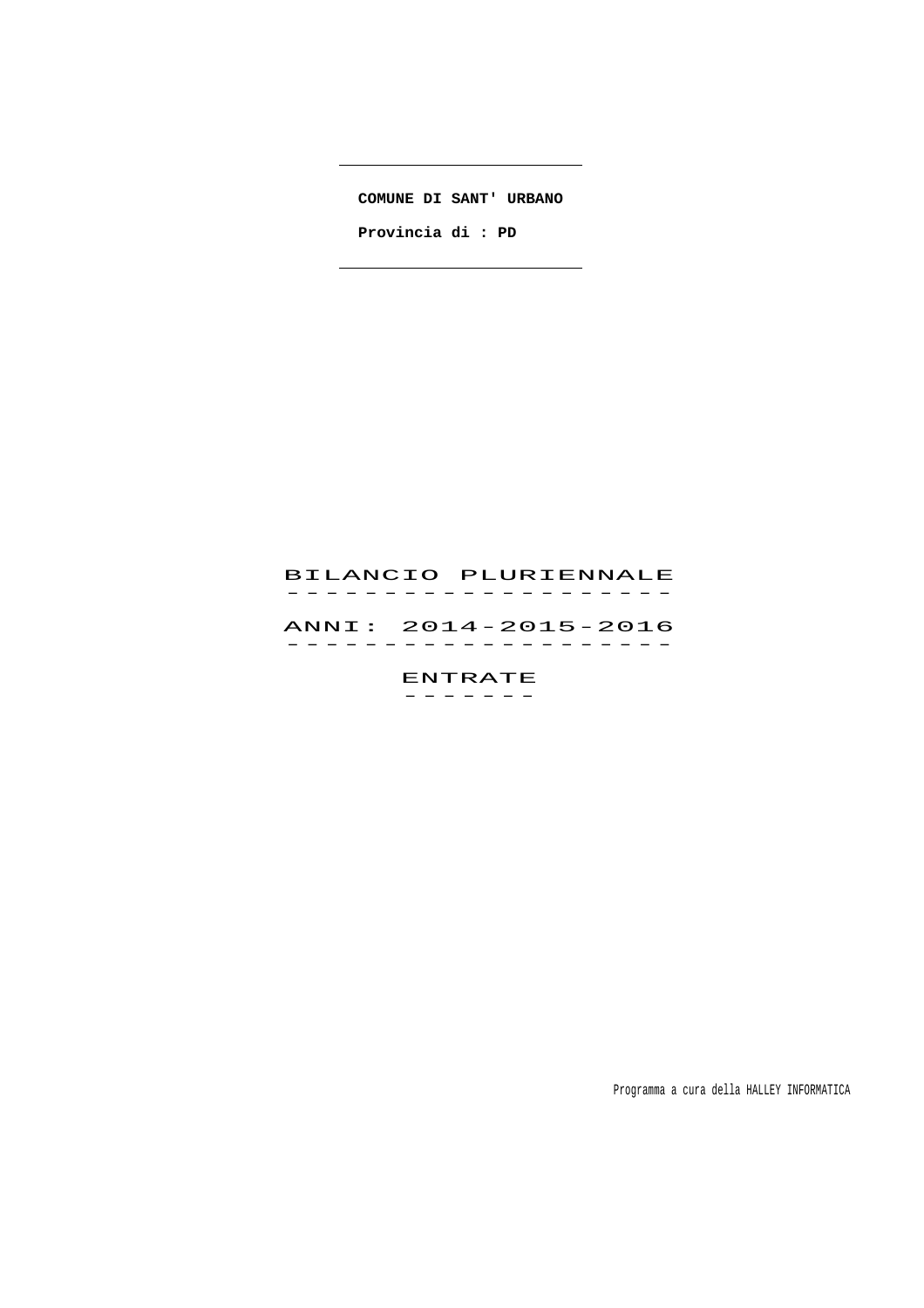**COMUNE DI SANT' URBANO**

**Provincia di : PD**

# BILANCIO PLURIENNALE

## ANNI: 2014-2015-2016

## ENTRATE

Programma a cura della HALLEY INFORMATICA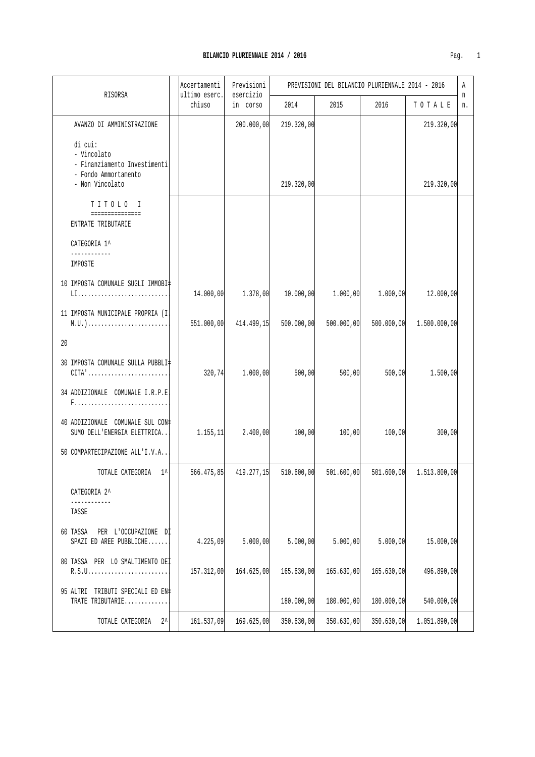## BILANCIO PLURIENNALE 2014 / 2016

| RISORSA | Accertamenti ultimo eserc. chiuso | Previsioni esercizio in corso | PREVISIONI DEL BILANCIO PLURIENNALE 2014 - 2016 | | | | Ann. |
|---|---|---|---|---|---|---|---|
| | | | 2014 | 2015 | 2016 | TOTALE | |
| AVANZO DI AMMINISTRAZIONE | | 200.000,00 | 219.320,00 | | | 219.320,00 | |
| di cui:<br>- Vincolato<br>- Finanziamento Investimenti<br>- Fondo Ammortamento<br>- Non Vincolato | | | 219.320,00 | | | 219.320,00 | |
| TITOLO I<br>===============<br>ENTRATE TRIBUTARIE | | | | | | | |
| CATEGORIA 1^<br>------------<br>IMPOSTE | | | | | | | |
| 10 IMPOSTA COMUNALE SUGLI IMMOBILI | 14.000,00 | 1.378,00 | 10.000,00 | 1.000,00 | 1.000,00 | 12.000,00 | |
| 11 IMPOSTA MUNICIPALE PROPRIA (I.M.U.) | 551.000,00 | 414.499,15 | 500.000,00 | 500.000,00 | 500.000,00 | 1.500.000,00 | |
| 20 | | | | | | | |
| 30 IMPOSTA COMUNALE SULLA PUBBLICITA' | 320,74 | 1.000,00 | 500,00 | 500,00 | 500,00 | 1.500,00 | |
| 34 ADDIZIONALE COMUNALE I.R.P.E.F. | | | | | | | |
| 40 ADDIZIONALE COMUNALE SUL CONSUMO DELL'ENERGIA ELETTRICA | 1.155,11 | 2.400,00 | 100,00 | 100,00 | 100,00 | 300,00 | |
| 50 COMPARTECIPAZIONE ALL'I.V.A. | | | | | | | |
| TOTALE CATEGORIA 1^ | 566.475,85 | 419.277,15 | 510.600,00 | 501.600,00 | 501.600,00 | 1.513.800,00 | |
| CATEGORIA 2^<br>------------<br>TASSE | | | | | | | |
| 60 TASSA PER L'OCCUPAZIONE DI SPAZI ED AREE PUBBLICHE | 4.225,09 | 5.000,00 | 5.000,00 | 5.000,00 | 5.000,00 | 15.000,00 | |
| 80 TASSA PER LO SMALTIMENTO DEI R.S.U. | 157.312,00 | 164.625,00 | 165.630,00 | 165.630,00 | 165.630,00 | 496.890,00 | |
| 95 ALTRI TRIBUTI SPECIALI ED ENTRATE TRIBUTARIE | | | 180.000,00 | 180.000,00 | 180.000,00 | 540.000,00 | |
| TOTALE CATEGORIA 2^ | 161.537,09 | 169.625,00 | 350.630,00 | 350.630,00 | 350.630,00 | 1.051.890,00 | |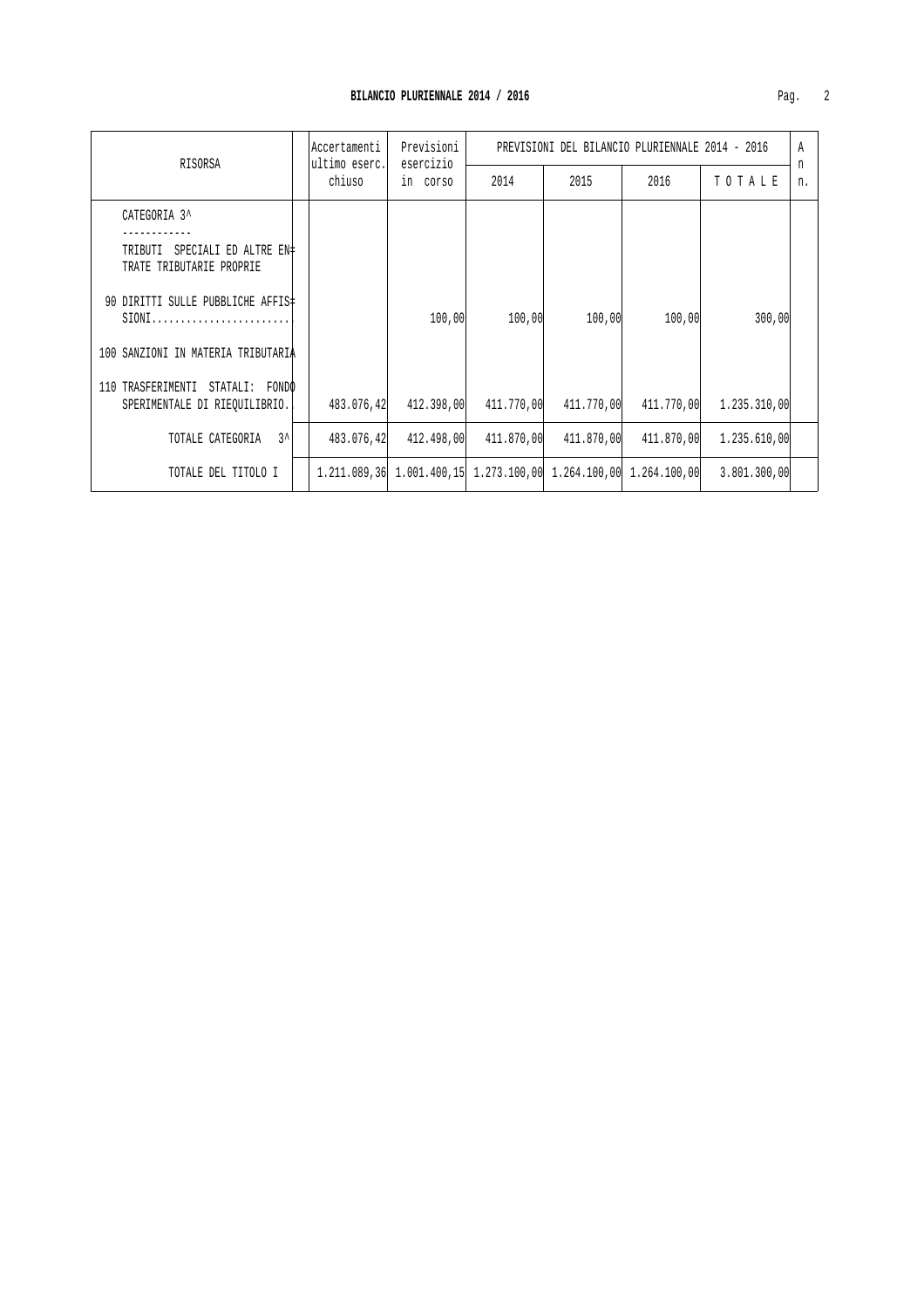**BILANCIO PLURIENNALE 2014 / 2016**

| RISORSA | Accertamenti ultimo eserc. chiuso | Previsioni esercizio in corso | PREVISIONI DEL BILANCIO PLURIENNALE 2014 - 2016 | | | | An n. |
|---|---|---|---|---|---|---|---|
| | | | 2014 | 2015 | 2016 | T O T A L E | |
| CATEGORIA 3^ | | | | | | | |
| ------------ | | | | | | | |
| TRIBUTI SPECIALI ED ALTRE EN= TRATE TRIBUTARIE PROPRIE | | | | | | | |
| 90 DIRITTI SULLE PUBBLICHE AFFIS= SIONI........................ | | 100,00 | 100,00 | 100,00 | 100,00 | 300,00 | |
| 100 SANZIONI IN MATERIA TRIBUTARIA | | | | | | | |
| 110 TRASFERIMENTI STATALI: FONDO SPERIMENTALE DI RIEQUILIBRIO. | 483.076,42 | 412.398,00 | 411.770,00 | 411.770,00 | 411.770,00 | 1.235.310,00 | |
| TOTALE CATEGORIA 3^ | 483.076,42 | 412.498,00 | 411.870,00 | 411.870,00 | 411.870,00 | 1.235.610,00 | |
| TOTALE DEL TITOLO I | 1.211.089,36 | 1.001.400,15 | 1.273.100,00 | 1.264.100,00 | 1.264.100,00 | 3.801.300,00 | |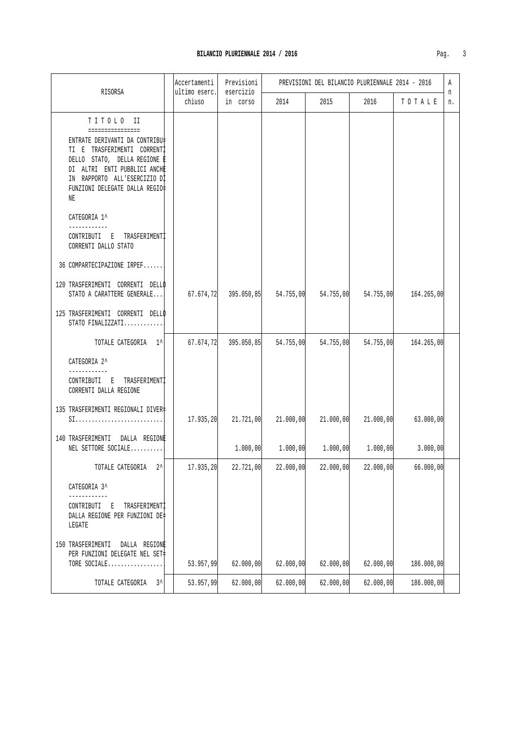## BILANCIO PLURIENNALE 2014 / 2016

| RISORSA | Accertamenti ultimo eserc. chiuso | Previsioni esercizio in corso | PREVISIONI DEL BILANCIO PLURIENNALE 2014 - 2016 | | | | An n. |
|---|---|---|---|---|---|---|---|
| | | | 2014 | 2015 | 2016 | T O T A L E | |
| **T I T O L O  II** | | | | | | | |
| ENTRATE DERIVANTI DA CONTRIBUTI E TRASFERIMENTI CORRENTI DELLO STATO, DELLA REGIONE E DI ALTRI ENTI PUBBLICI ANCHE IN RAPPORTO ALL'ESERCIZIO DI FUNZIONI DELEGATE DALLA REGIONE | | | | | | | |
| CATEGORIA 1^ | | | | | | | |
| CONTRIBUTI E TRASFERIMENTI CORRENTI DALLO STATO | | | | | | | |
| 36 COMPARTECIPAZIONE IRPEF...... | | | | | | | |
| 120 TRASFERIMENTI CORRENTI DELLO STATO A CARATTERE GENERALE.... | 67.674,72 | 395.050,85 | 54.755,00 | 54.755,00 | 54.755,00 | 164.265,00 | |
| 125 TRASFERIMENTI CORRENTI DELLO STATO FINALIZZATI............ | | | | | | | |
| TOTALE CATEGORIA 1^ | 67.674,72 | 395.050,85 | 54.755,00 | 54.755,00 | 54.755,00 | 164.265,00 | |
| CATEGORIA 2^ | | | | | | | |
| CONTRIBUTI E TRASFERIMENTI CORRENTI DALLA REGIONE | | | | | | | |
| 135 TRASFERIMENTI REGIONALI DIVERSI........................... | 17.935,20 | 21.721,00 | 21.000,00 | 21.000,00 | 21.000,00 | 63.000,00 | |
| 140 TRASFERIMENTI DALLA REGIONE NEL SETTORE SOCIALE.......... | | 1.000,00 | 1.000,00 | 1.000,00 | 1.000,00 | 3.000,00 | |
| TOTALE CATEGORIA 2^ | 17.935,20 | 22.721,00 | 22.000,00 | 22.000,00 | 22.000,00 | 66.000,00 | |
| CATEGORIA 3^ | | | | | | | |
| CONTRIBUTI E TRASFERIMENTI DALLA REGIONE PER FUNZIONI DELEGATE | | | | | | | |
| 150 TRASFERIMENTI DALLA REGIONE PER FUNZIONI DELEGATE NEL SETTORE SOCIALE................. | 53.957,99 | 62.000,00 | 62.000,00 | 62.000,00 | 62.000,00 | 186.000,00 | |
| TOTALE CATEGORIA 3^ | 53.957,99 | 62.000,00 | 62.000,00 | 62.000,00 | 62.000,00 | 186.000,00 | |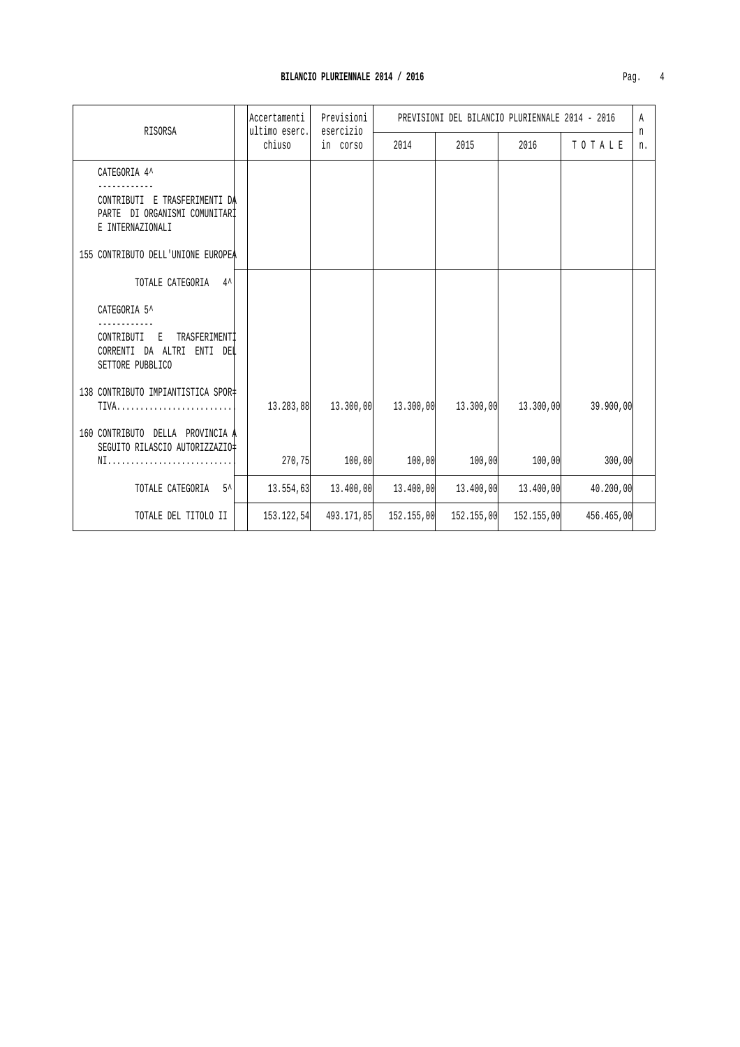## BILANCIO PLURIENNALE 2014 / 2016

| RISORSA | Accertamenti ultimo eserc. chiuso | Previsioni esercizio in corso | PREVISIONI DEL BILANCIO PLURIENNALE 2014 - 2016 | | | | A n n. |
|---|---|---|---|---|---|---|---|
| | | | 2014 | 2015 | 2016 | T O T A L E | |
| CATEGORIA 4^<br>------------<br>CONTRIBUTI E TRASFERIMENTI DA PARTE DI ORGANISMI COMUNITARI E INTERNAZIONALI | | | | | | | |
| 155 CONTRIBUTO DELL'UNIONE EUROPEA | | | | | | | |
| TOTALE CATEGORIA 4^ | | | | | | | |
| CATEGORIA 5^<br>------------<br>CONTRIBUTI E TRASFERIMENTI CORRENTI DA ALTRI ENTI DEL SETTORE PUBBLICO | | | | | | | |
| 138 CONTRIBUTO IMPIANTISTICA SPOR= TIVA......................... | 13.283,88 | 13.300,00 | 13.300,00 | 13.300,00 | 13.300,00 | 39.900,00 | |
| 160 CONTRIBUTO DELLA PROVINCIA A SEGUITO RILASCIO AUTORIZZAZIO= NI........................... | 270,75 | 100,00 | 100,00 | 100,00 | 100,00 | 300,00 | |
| TOTALE CATEGORIA 5^ | 13.554,63 | 13.400,00 | 13.400,00 | 13.400,00 | 13.400,00 | 40.200,00 | |
| TOTALE DEL TITOLO II | 153.122,54 | 493.171,85 | 152.155,00 | 152.155,00 | 152.155,00 | 456.465,00 | |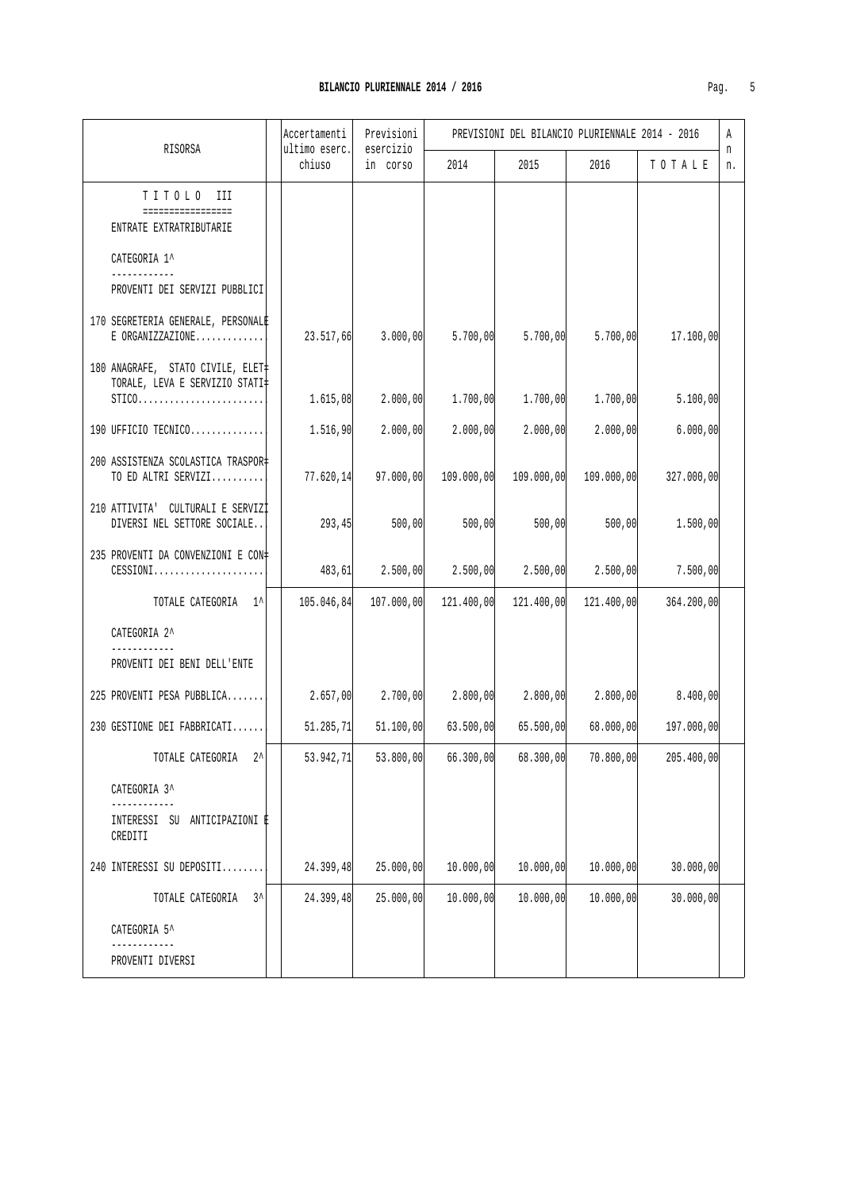# BILANCIO PLURIENNALE 2014 / 2016

| RISORSA | Accertamenti ultimo eserc. chiuso | Previsioni esercizio in corso | PREVISIONI DEL BILANCIO PLURIENNALE 2014 - 2016 | | | | A n n. |
|---|---|---|---|---|---|---|---|
| | | | 2014 | 2015 | 2016 | T O T A L E | |
| T I T O L O III<br>=================<br>ENTRATE EXTRATRIBUTARIE | | | | | | | |
| CATEGORIA 1^<br>------------<br>PROVENTI DEI SERVIZI PUBBLICI | | | | | | | |
| 170 SEGRETERIA GENERALE, PERSONALE E ORGANIZZAZIONE............. | 23.517,66 | 3.000,00 | 5.700,00 | 5.700,00 | 5.700,00 | 17.100,00 | |
| 180 ANAGRAFE, STATO CIVILE, ELET= TORALE, LEVA E SERVIZIO STATI= STICO......................... | 1.615,08 | 2.000,00 | 1.700,00 | 1.700,00 | 1.700,00 | 5.100,00 | |
| 190 UFFICIO TECNICO.............. | 1.516,90 | 2.000,00 | 2.000,00 | 2.000,00 | 2.000,00 | 6.000,00 | |
| 200 ASSISTENZA SCOLASTICA TRASPOR= TO ED ALTRI SERVIZI.......... | 77.620,14 | 97.000,00 | 109.000,00 | 109.000,00 | 109.000,00 | 327.000,00 | |
| 210 ATTIVITA' CULTURALI E SERVIZI DIVERSI NEL SETTORE SOCIALE.. | 293,45 | 500,00 | 500,00 | 500,00 | 500,00 | 1.500,00 | |
| 235 PROVENTI DA CONVENZIONI E CON= CESSIONI...................... | 483,61 | 2.500,00 | 2.500,00 | 2.500,00 | 2.500,00 | 7.500,00 | |
| TOTALE CATEGORIA 1^ | 105.046,84 | 107.000,00 | 121.400,00 | 121.400,00 | 121.400,00 | 364.200,00 | |
| CATEGORIA 2^<br>------------<br>PROVENTI DEI BENI DELL'ENTE | | | | | | | |
| 225 PROVENTI PESA PUBBLICA....... | 2.657,00 | 2.700,00 | 2.800,00 | 2.800,00 | 2.800,00 | 8.400,00 | |
| 230 GESTIONE DEI FABBRICATI...... | 51.285,71 | 51.100,00 | 63.500,00 | 65.500,00 | 68.000,00 | 197.000,00 | |
| TOTALE CATEGORIA 2^ | 53.942,71 | 53.800,00 | 66.300,00 | 68.300,00 | 70.800,00 | 205.400,00 | |
| CATEGORIA 3^<br>------------<br>INTERESSI SU ANTICIPAZIONI E CREDITI | | | | | | | |
| 240 INTERESSI SU DEPOSITI........ | 24.399,48 | 25.000,00 | 10.000,00 | 10.000,00 | 10.000,00 | 30.000,00 | |
| TOTALE CATEGORIA 3^ | 24.399,48 | 25.000,00 | 10.000,00 | 10.000,00 | 10.000,00 | 30.000,00 | |
| CATEGORIA 5^<br>------------<br>PROVENTI DIVERSI | | | | | | | |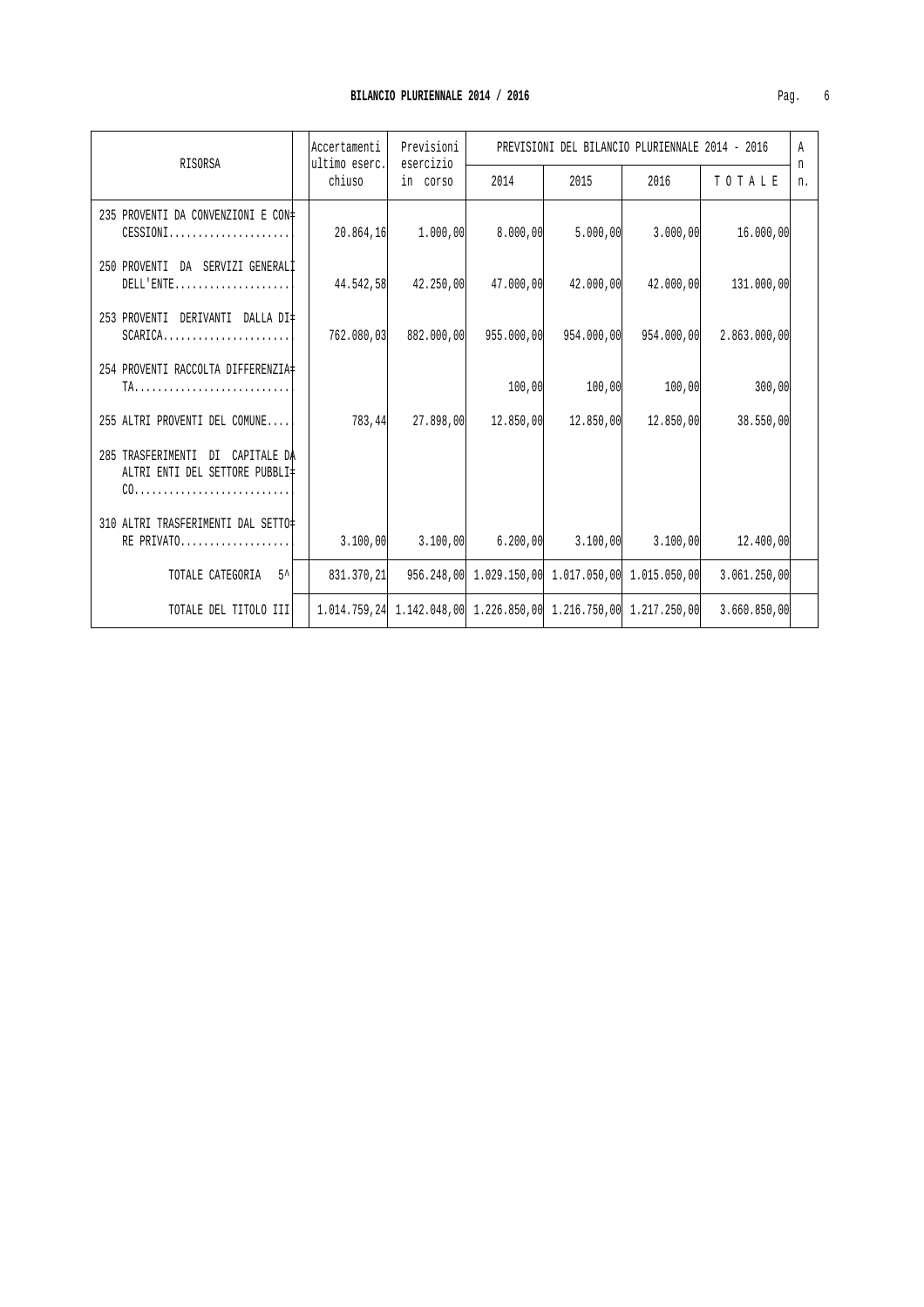## BILANCIO PLURIENNALE 2014 / 2016

| RISORSA | Accertamenti ultimo eserc. chiuso | Previsioni esercizio in corso | PREVISIONI DEL BILANCIO PLURIENNALE 2014 - 2016 | | | | A n n. |
|---|---|---|---|---|---|---|---|
| | | | 2014 | 2015 | 2016 | T O T A L E | |
| 235 PROVENTI DA CONVENZIONI E CON= CESSIONI...................... | 20.864,16 | 1.000,00 | 8.000,00 | 5.000,00 | 3.000,00 | 16.000,00 | |
| 250 PROVENTI DA SERVIZI GENERALI DELL'ENTE.................... | 44.542,58 | 42.250,00 | 47.000,00 | 42.000,00 | 42.000,00 | 131.000,00 | |
| 253 PROVENTI DERIVANTI DALLA DI= SCARICA....................... | 762.080,03 | 882.000,00 | 955.000,00 | 954.000,00 | 954.000,00 | 2.863.000,00 | |
| 254 PROVENTI RACCOLTA DIFFERENZIA= TA........................... | | | 100,00 | 100,00 | 100,00 | 300,00 | |
| 255 ALTRI PROVENTI DEL COMUNE.... | 783,44 | 27.898,00 | 12.850,00 | 12.850,00 | 12.850,00 | 38.550,00 | |
| 285 TRASFERIMENTI DI CAPITALE DA ALTRI ENTI DEL SETTORE PUBBLI= CO........................... | | | | | | | |
| 310 ALTRI TRASFERIMENTI DAL SETTO= RE PRIVATO................... | 3.100,00 | 3.100,00 | 6.200,00 | 3.100,00 | 3.100,00 | 12.400,00 | |
| TOTALE CATEGORIA 5^ | 831.370,21 | 956.248,00 | 1.029.150,00 | 1.017.050,00 | 1.015.050,00 | 3.061.250,00 | |
| TOTALE DEL TITOLO III | 1.014.759,24 | 1.142.048,00 | 1.226.850,00 | 1.216.750,00 | 1.217.250,00 | 3.660.850,00 | |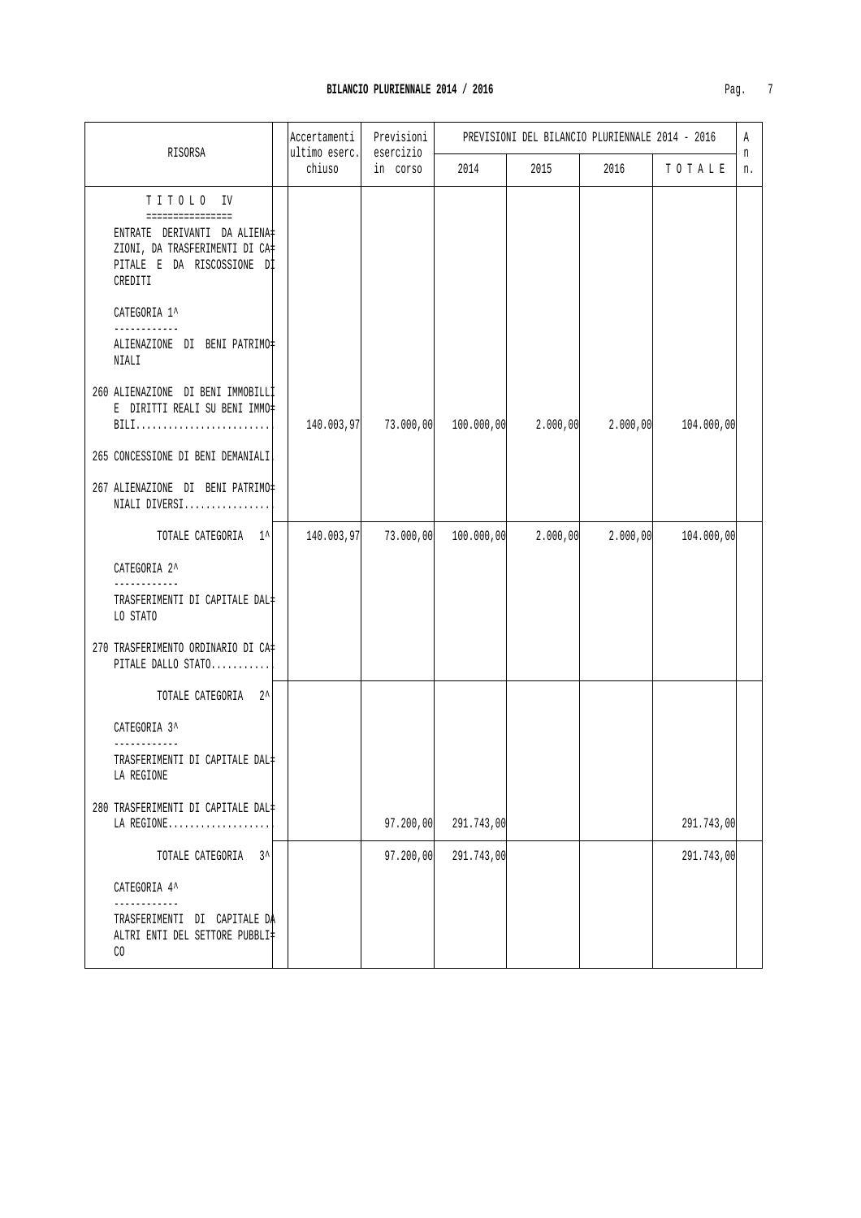## BILANCIO PLURIENNALE 2014 / 2016

| RISORSA | Accertamenti ultimo eserc. chiuso | Previsioni esercizio in corso | PREVISIONI DEL BILANCIO PLURIENNALE 2014 - 2016 | | | | An n. |
|---|---|---|---|---|---|---|---|
| | | | 2014 | 2015 | 2016 | T O T A L E | |
| T I T O L O IV<br>================<br>ENTRATE DERIVANTI DA ALIENAZIONI, DA TRASFERIMENTI DI CAPITALE E DA RISCOSSIONE DI CREDITI | | | | | | | |
| CATEGORIA 1^<br>------------<br>ALIENAZIONE DI BENI PATRIMONIALI | | | | | | | |
| 260 ALIENAZIONE DI BENI IMMOBILI E DIRITTI REALI SU BENI IMMOBILI......................... | 140.003,97 | 73.000,00 | 100.000,00 | 2.000,00 | 2.000,00 | 104.000,00 | |
| 265 CONCESSIONE DI BENI DEMANIALI | | | | | | | |
| 267 ALIENAZIONE DI BENI PATRIMONIALI DIVERSI................ | | | | | | | |
| TOTALE CATEGORIA 1^ | 140.003,97 | 73.000,00 | 100.000,00 | 2.000,00 | 2.000,00 | 104.000,00 | |
| CATEGORIA 2^<br>------------<br>TRASFERIMENTI DI CAPITALE DALLO STATO | | | | | | | |
| 270 TRASFERIMENTO ORDINARIO DI CAPITALE DALLO STATO........... | | | | | | | |
| TOTALE CATEGORIA 2^ | | | | | | | |
| CATEGORIA 3^<br>------------<br>TRASFERIMENTI DI CAPITALE DALLA REGIONE | | | | | | | |
| 280 TRASFERIMENTI DI CAPITALE DALLA REGIONE................... | | 97.200,00 | 291.743,00 | | | 291.743,00 | |
| TOTALE CATEGORIA 3^ | | 97.200,00 | 291.743,00 | | | 291.743,00 | |
| CATEGORIA 4^<br>------------<br>TRASFERIMENTI DI CAPITALE DA ALTRI ENTI DEL SETTORE PUBBLICO | | | | | | | |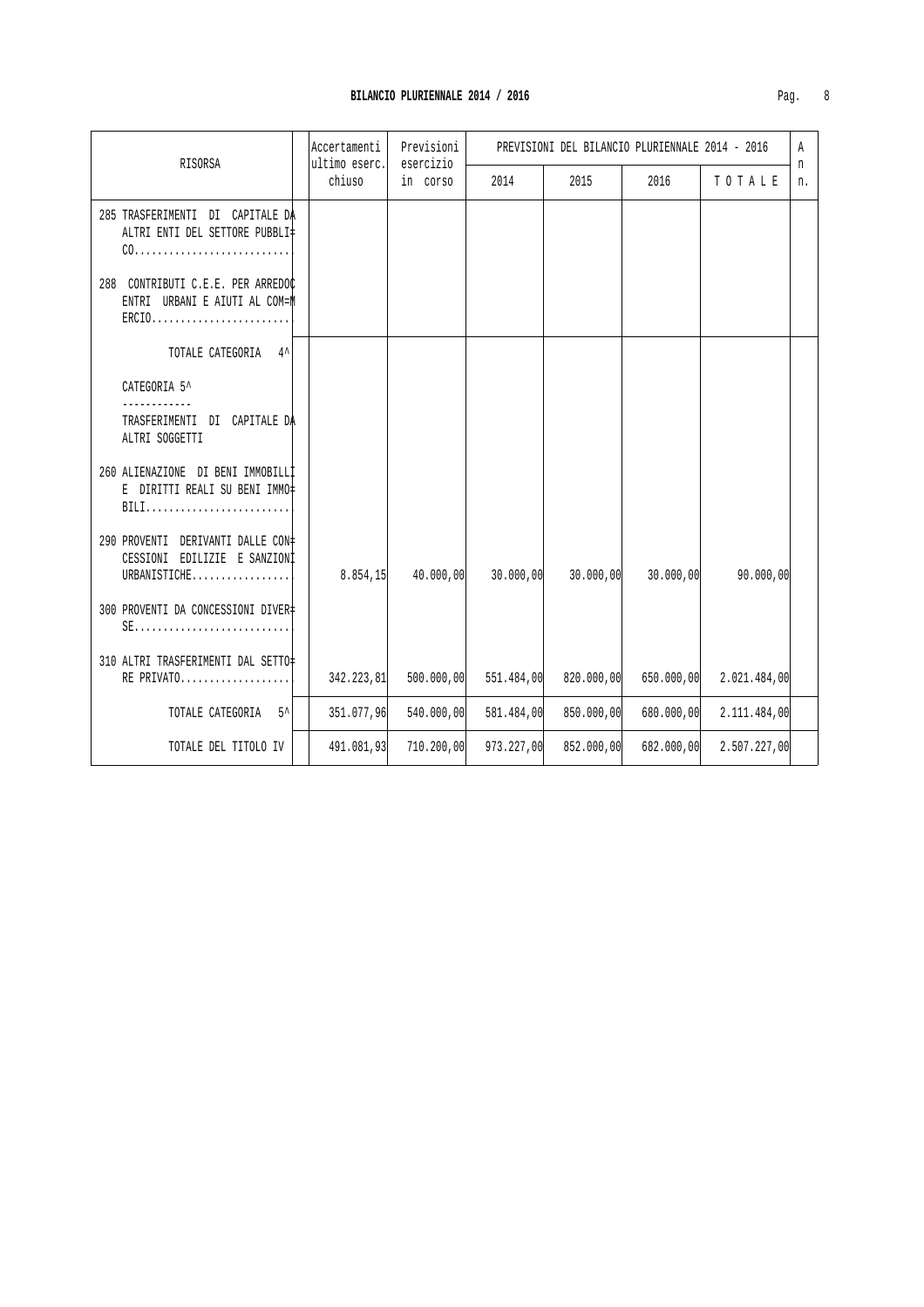## BILANCIO PLURIENNALE 2014 / 2016

| RISORSA | Accertamenti ultimo eserc. chiuso | Previsioni esercizio in corso | PREVISIONI DEL BILANCIO PLURIENNALE 2014 - 2016 | | | | A n n. |
|---|---|---|---|---|---|---|---|
| | | | 2014 | 2015 | 2016 | T O T A L E | |
| 285 TRASFERIMENTI DI CAPITALE DA ALTRI ENTI DEL SETTORE PUBBLICO........................... | | | | | | | |
| 288 CONTRIBUTI C.E.E. PER ARREDO CENTRI URBANI E AIUTI AL COMMERCIO........................ | | | | | | | |
| TOTALE CATEGORIA 4^ | | | | | | | |
| CATEGORIA 5^ ------------ TRASFERIMENTI DI CAPITALE DA ALTRI SOGGETTI | | | | | | | |
| 260 ALIENAZIONE DI BENI IMMOBILI E DIRITTI REALI SU BENI IMMOBILI......................... | | | | | | | |
| 290 PROVENTI DERIVANTI DALLE CONCESSIONI EDILIZIE E SANZIONI URBANISTICHE................. | 8.854,15 | 40.000,00 | 30.000,00 | 30.000,00 | 30.000,00 | 90.000,00 | |
| 300 PROVENTI DA CONCESSIONI DIVERSE........................... | | | | | | | |
| 310 ALTRI TRASFERIMENTI DAL SETTORE PRIVATO................... | 342.223,81 | 500.000,00 | 551.484,00 | 820.000,00 | 650.000,00 | 2.021.484,00 | |
| TOTALE CATEGORIA 5^ | 351.077,96 | 540.000,00 | 581.484,00 | 850.000,00 | 680.000,00 | 2.111.484,00 | |
| TOTALE DEL TITOLO IV | 491.081,93 | 710.200,00 | 973.227,00 | 852.000,00 | 682.000,00 | 2.507.227,00 | |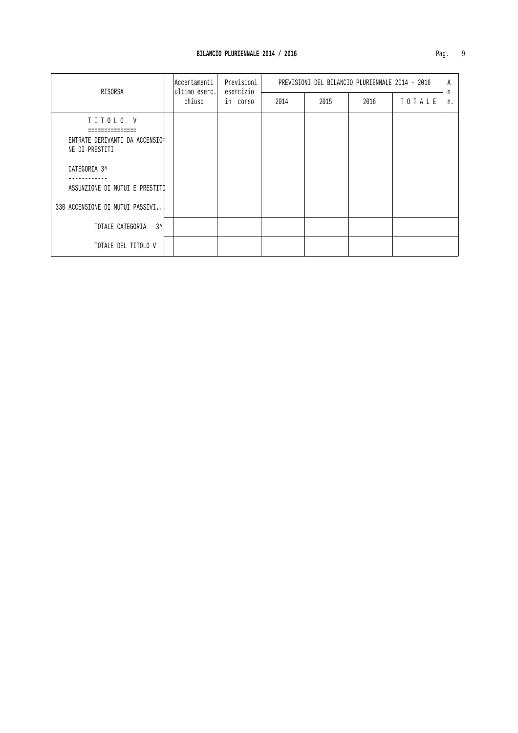# BILANCIO PLURIENNALE 2014 / 2016

| RISORSA | | Accertamenti ultimo eserc. chiuso | Previsioni esercizio in corso | PREVISIONI DEL BILANCIO PLURIENNALE 2014 - 2016 | | | | A n n. |
|---|---|---|---|---|---|---|---|---|
| | | | | 2014 | 2015 | 2016 | T O T A L E | |
| T I T O L O V<br>===============<br>ENTRATE DERIVANTI DA ACCENSIO=NE DI PRESTITI<br><br>CATEGORIA 3^<br>------------<br>ASSUNZIONE DI MUTUI E PRESTITI<br><br>330 ACCENSIONE DI MUTUI PASSIVI.. | | | | | | | | |
| TOTALE CATEGORIA 3^ | | | | | | | | |
| TOTALE DEL TITOLO V | | | | | | | | |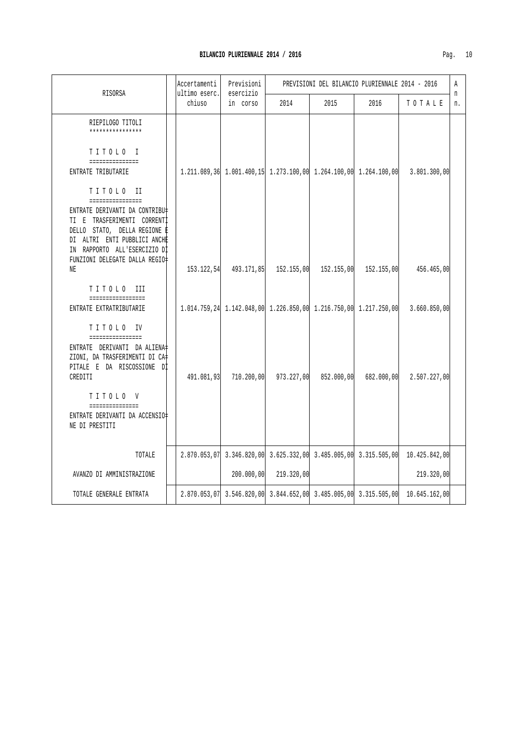## BILANCIO PLURIENNALE 2014 / 2016

| RISORSA | Accertamenti ultimo eserc. chiuso | Previsioni esercizio in corso | PREVISIONI DEL BILANCIO PLURIENNALE 2014 - 2016 | | | | An n. |
|---|---|---|---|---|---|---|---|
| | | | 2014 | 2015 | 2016 | T O T A L E | |
| RIEPILOGO TITOLI<br>**************** | | | | | | | |
| T I T O L O I<br>===============<br>ENTRATE TRIBUTARIE | 1.211.089,36 | 1.001.400,15 | 1.273.100,00 | 1.264.100,00 | 1.264.100,00 | 3.801.300,00 | |
| T I T O L O II<br>================<br>ENTRATE DERIVANTI DA CONTRIBU-TI E TRASFERIMENTI CORRENTI DELLO STATO, DELLA REGIONE E DI ALTRI ENTI PUBBLICI ANCHE IN RAPPORTO ALL'ESERCIZIO DI FUNZIONI DELEGATE DALLA REGIO-NE | 153.122,54 | 493.171,85 | 152.155,00 | 152.155,00 | 152.155,00 | 456.465,00 | |
| T I T O L O III<br>=================<br>ENTRATE EXTRATRIBUTARIE | 1.014.759,24 | 1.142.048,00 | 1.226.850,00 | 1.216.750,00 | 1.217.250,00 | 3.660.850,00 | |
| T I T O L O IV<br>================<br>ENTRATE DERIVANTI DA ALIENA-ZIONI, DA TRASFERIMENTI DI CA-PITALE E DA RISCOSSIONE DI CREDITI | 491.081,93 | 710.200,00 | 973.227,00 | 852.000,00 | 682.000,00 | 2.507.227,00 | |
| T I T O L O V<br>===============<br>ENTRATE DERIVANTI DA ACCENSIO-NE DI PRESTITI | | | | | | | |
| TOTALE | 2.870.053,07 | 3.346.820,00 | 3.625.332,00 | 3.485.005,00 | 3.315.505,00 | 10.425.842,00 | |
| AVANZO DI AMMINISTRAZIONE | | 200.000,00 | 219.320,00 | | | 219.320,00 | |
| TOTALE GENERALE ENTRATA | 2.870.053,07 | 3.546.820,00 | 3.844.652,00 | 3.485.005,00 | 3.315.505,00 | 10.645.162,00 | |